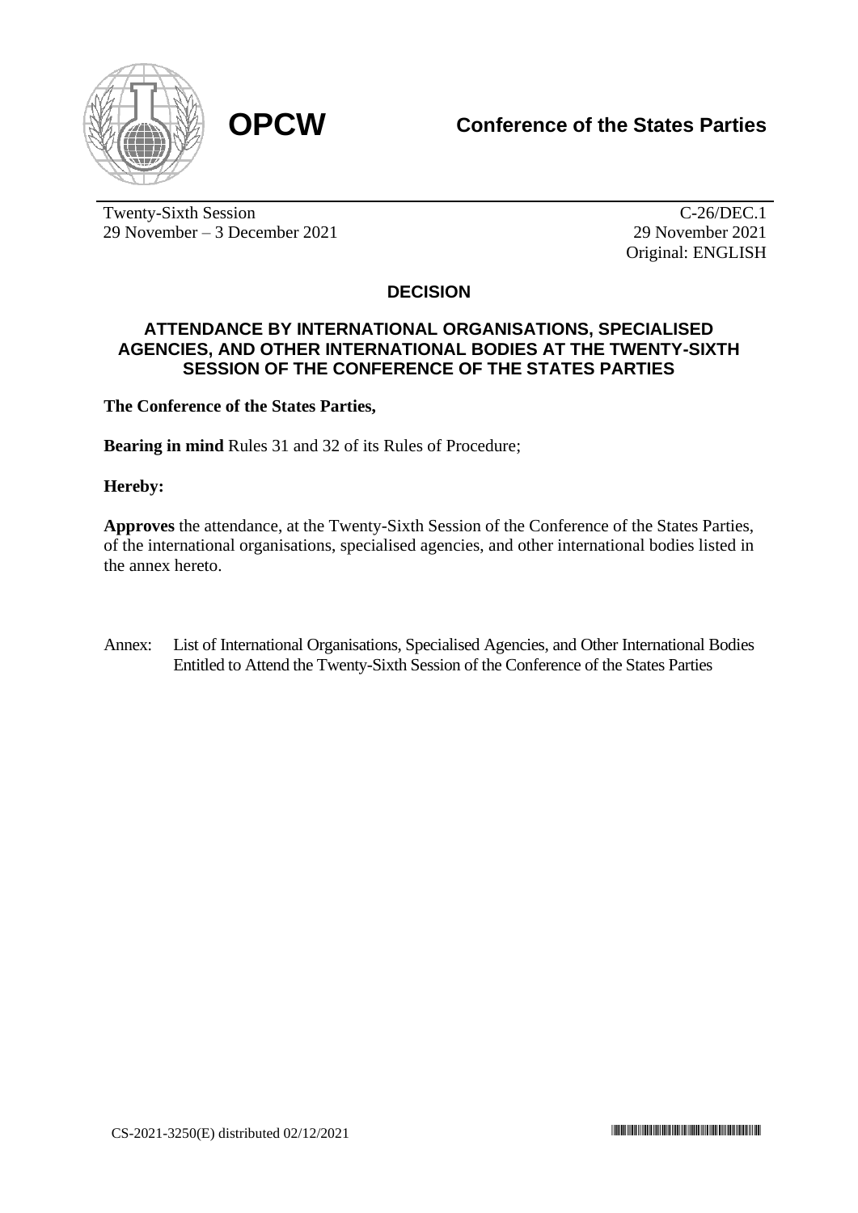**OPCW** **Conference of the States Parties**

Twenty-Sixth Session
29 November – 3 December 2021

C-26/DEC.1
29 November 2021
Original: ENGLISH

## DECISION

### ATTENDANCE BY INTERNATIONAL ORGANISATIONS, SPECIALISED AGENCIES, AND OTHER INTERNATIONAL BODIES AT THE TWENTY-SIXTH SESSION OF THE CONFERENCE OF THE STATES PARTIES

**The Conference of the States Parties,**

**Bearing in mind** Rules 31 and 32 of its Rules of Procedure;

**Hereby:**

**Approves** the attendance, at the Twenty-Sixth Session of the Conference of the States Parties, of the international organisations, specialised agencies, and other international bodies listed in the annex hereto.

Annex: List of International Organisations, Specialised Agencies, and Other International Bodies Entitled to Attend the Twenty-Sixth Session of the Conference of the States Parties

CS-2021-3250(E) distributed 02/12/2021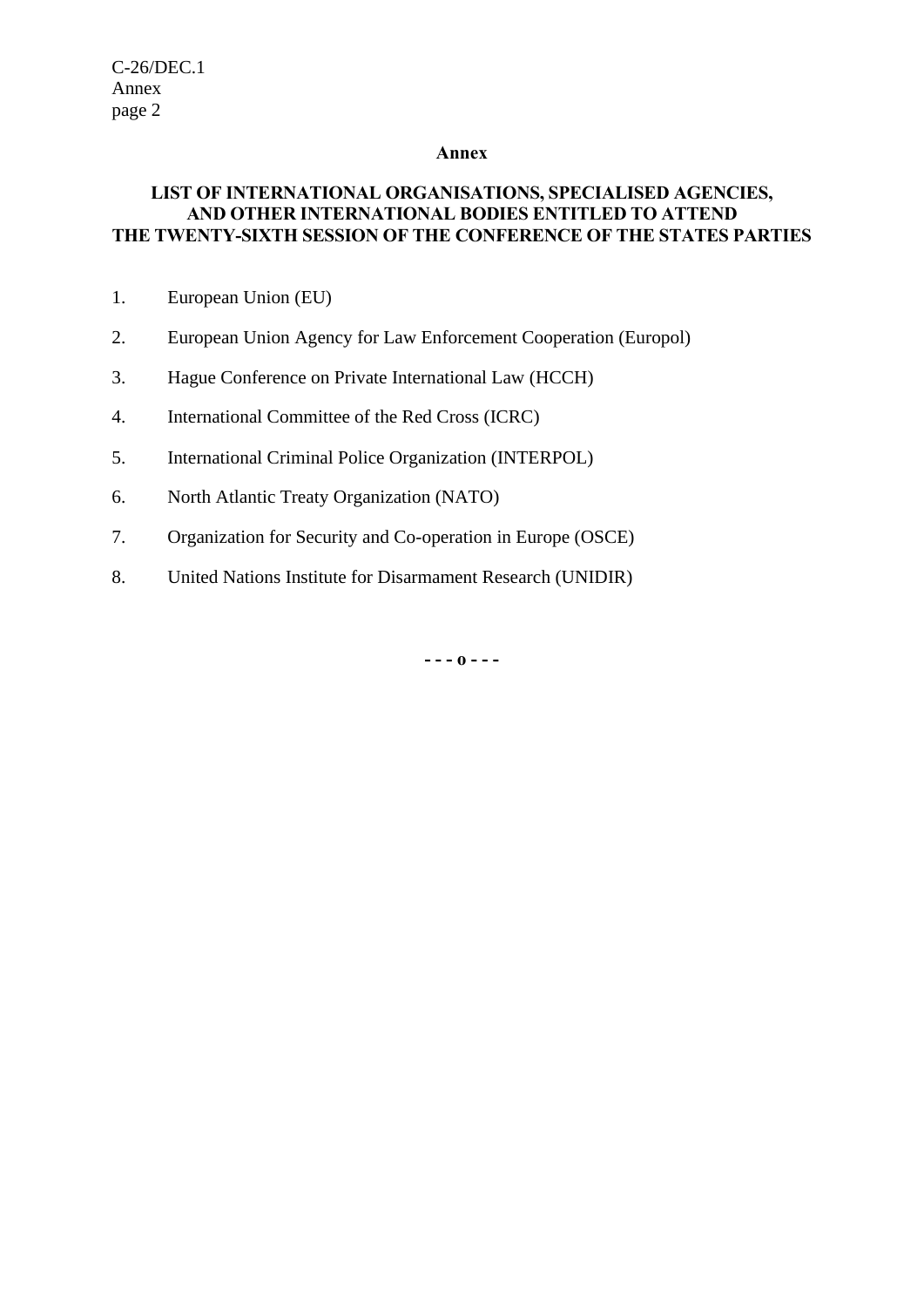## Annex

### LIST OF INTERNATIONAL ORGANISATIONS, SPECIALISED AGENCIES, AND OTHER INTERNATIONAL BODIES ENTITLED TO ATTEND THE TWENTY-SIXTH SESSION OF THE CONFERENCE OF THE STATES PARTIES

1. European Union (EU)
2. European Union Agency for Law Enforcement Cooperation (Europol)
3. Hague Conference on Private International Law (HCCH)
4. International Committee of the Red Cross (ICRC)
5. International Criminal Police Organization (INTERPOL)
6. North Atlantic Treaty Organization (NATO)
7. Organization for Security and Co-operation in Europe (OSCE)
8. United Nations Institute for Disarmament Research (UNIDIR)

**- - - o - - -**